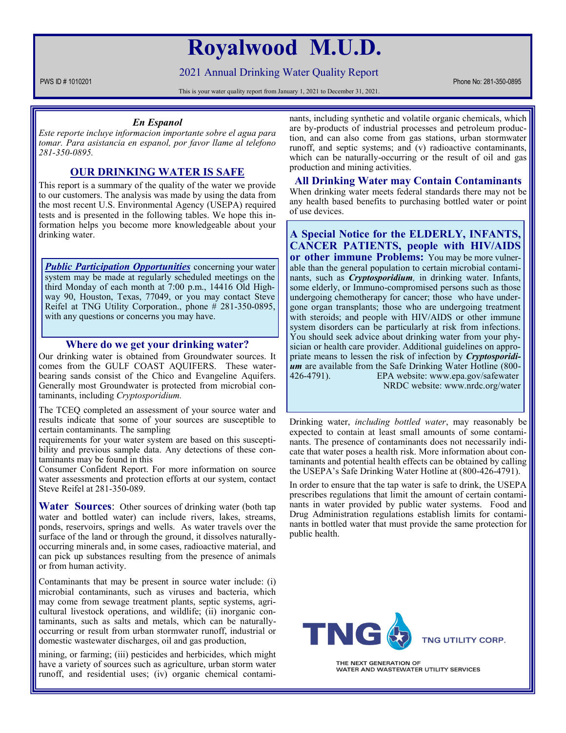# Royalwood M.U.D.

## 2021 Annual Drinking Water Quality Report

PWS ID # 1010201

Phone No: 281-350-0895

This is your water quality report from January 1, 2021 to December 31, 2021.

### *En Espanol*

*Este reporte incluye informacion importante sobre el agua para tomar. Para asistencia en espanol, por favor llame al telefono 281-350-0895.*

### OUR DRINKING WATER IS SAFE

This report is a summary of the quality of the water we provide to our customers. The analysis was made by using the data from the most recent U.S. Environmental Agency (USEPA) required tests and is presented in the following tables. We hope this information helps you become more knowledgeable about your drinking water.

***Public Participation Opportunities*** concerning your water system may be made at regularly scheduled meetings on the third Monday of each month at 7:00 p.m., 14416 Old Highway 90, Houston, Texas, 77049, or you may contact Steve Reifel at TNG Utility Corporation., phone # 281-350-0895, with any questions or concerns you may have.

### Where do we get your drinking water?

Our drinking water is obtained from Groundwater sources. It comes from the GULF COAST AQUIFERS. These water-bearing sands consist of the Chico and Evangeline Aquifers. Generally most Groundwater is protected from microbial contaminants, including *Cryptosporidium.*

The TCEQ completed an assessment of your source water and results indicate that some of your sources are susceptible to certain contaminants. The sampling requirements for your water system are based on this susceptibility and previous sample data. Any detections of these contaminants may be found in this Consumer Confident Report. For more information on source water assessments and protection efforts at our system, contact Steve Reifel at 281-350-089.

**Water Sources**: Other sources of drinking water (both tap water and bottled water) can include rivers, lakes, streams, ponds, reservoirs, springs and wells. As water travels over the surface of the land or through the ground, it dissolves naturally-occurring minerals and, in some cases, radioactive material, and can pick up substances resulting from the presence of animals or from human activity.

Contaminants that may be present in source water include: (i) microbial contaminants, such as viruses and bacteria, which may come from sewage treatment plants, septic systems, agricultural livestock operations, and wildlife; (ii) inorganic contaminants, such as salts and metals, which can be naturally-occurring or result from urban stormwater runoff, industrial or domestic wastewater discharges, oil and gas production, mining, or farming; (iii) pesticides and herbicides, which might have a variety of sources such as agriculture, urban storm water runoff, and residential uses; (iv) organic chemical contaminants, including synthetic and volatile organic chemicals, which are by-products of industrial processes and petroleum production, and can also come from gas stations, urban stormwater runoff, and septic systems; and (v) radioactive contaminants, which can be naturally-occurring or the result of oil and gas production and mining activities.

### All Drinking Water may Contain Contaminants

When drinking water meets federal standards there may not be any health based benefits to purchasing bottled water or point of use devices.

**A Special Notice for the ELDERLY, INFANTS, CANCER PATIENTS, people with HIV/AIDS or other immune Problems:** You may be more vulnerable than the general population to certain microbial contaminants, such as ***Cryptosporidium***, in drinking water. Infants, some elderly, or Immuno-compromised persons such as those undergoing chemotherapy for cancer; those who have undergone organ transplants; those who are undergoing treatment with steroids; and people with HIV/AIDS or other immune system disorders can be particularly at risk from infections. You should seek advice about drinking water from your physician or health care provider. Additional guidelines on appropriate means to lessen the risk of infection by ***Cryptosporidium*** are available from the Safe Drinking Water Hotline (800-426-4791). EPA website: www.epa.gov/safewater NRDC website: www.nrdc.org/water

Drinking water, *including bottled water*, may reasonably be expected to contain at least small amounts of some contaminants. The presence of contaminants does not necessarily indicate that water poses a health risk. More information about contaminants and potential health effects can be obtained by calling the USEPA's Safe Drinking Water Hotline at (800-426-4791).

In order to ensure that the tap water is safe to drink, the USEPA prescribes regulations that limit the amount of certain contaminants in water provided by public water systems. Food and Drug Administration regulations establish limits for contaminants in bottled water that must provide the same protection for public health.

TNG UTILITY CORP.

THE NEXT GENERATION OF WATER AND WASTEWATER UTILITY SERVICES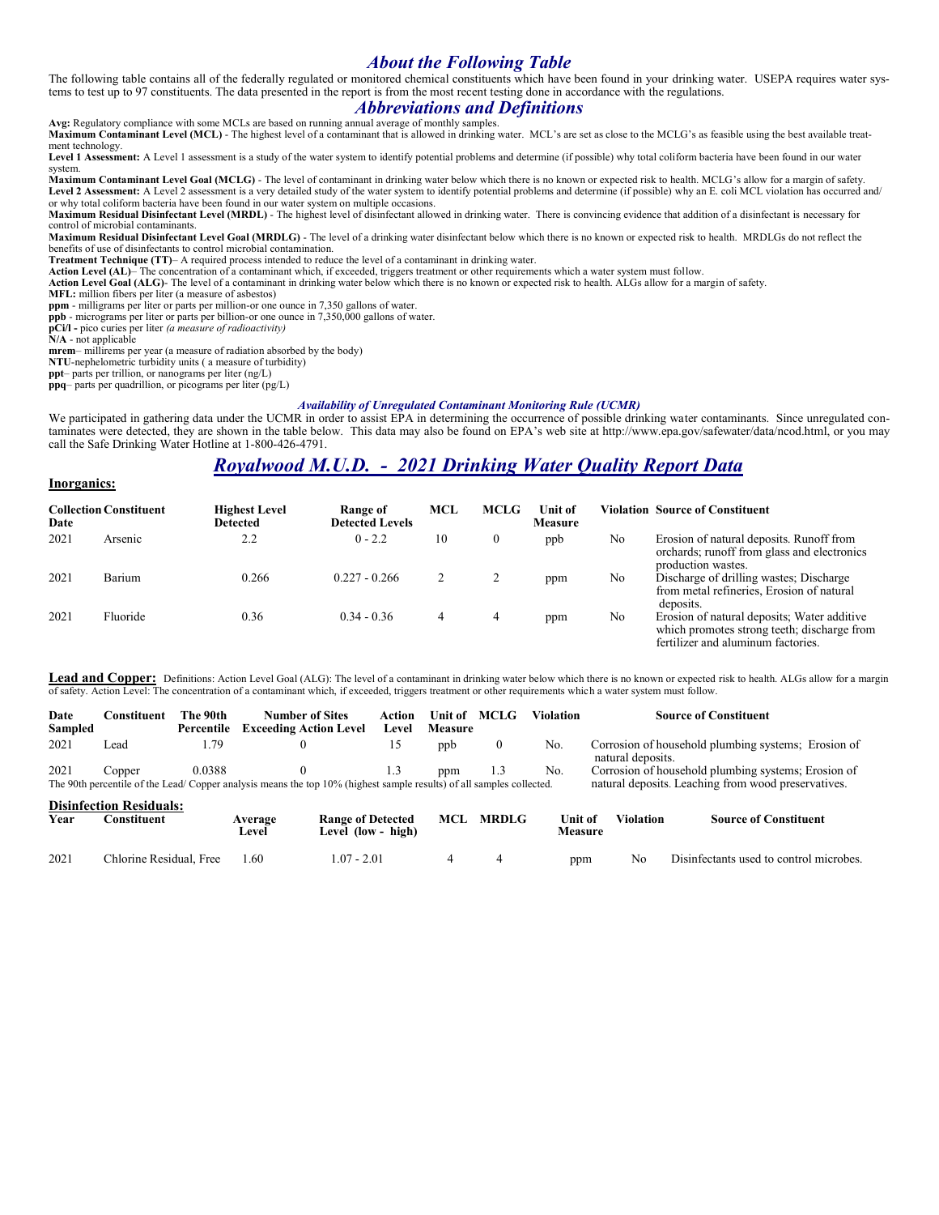## *About the Following Table*

The following table contains all of the federally regulated or monitored chemical constituents which have been found in your drinking water. USEPA requires water systems to test up to 97 constituents. The data presented in the report is from the most recent testing done in accordance with the regulations.

## *Abbreviations and Definitions*

**Avg:** Regulatory compliance with some MCLs are based on running annual average of monthly samples.
**Maximum Contaminant Level (MCL)** - The highest level of a contaminant that is allowed in drinking water. MCL's are set as close to the MCLG's as feasible using the best available treatment technology.
**Level 1 Assessment:** A Level 1 assessment is a study of the water system to identify potential problems and determine (if possible) why total coliform bacteria have been found in our water system.
**Maximum Contaminant Level Goal (MCLG)** - The level of contaminant in drinking water below which there is no known or expected risk to health. MCLG's allow for a margin of safety.
**Level 2 Assessment:** A Level 2 assessment is a very detailed study of the water system to identify potential problems and determine (if possible) why an E. coli MCL violation has occurred and/or why total coliform bacteria have been found in our water system on multiple occasions.
**Maximum Residual Disinfectant Level (MRDL)** - The highest level of disinfectant allowed in drinking water. There is convincing evidence that addition of a disinfectant is necessary for control of microbial contaminants.
**Maximum Residual Disinfectant Level Goal (MRDLG)** - The level of a drinking water disinfectant below which there is no known or expected risk to health. MRDLGs do not reflect the benefits of use of disinfectants to control microbial contamination.
**Treatment Technique (TT)**– A required process intended to reduce the level of a contaminant in drinking water.
**Action Level (AL)**– The concentration of a contaminant which, if exceeded, triggers treatment or other requirements which a water system must follow.
**Action Level Goal (ALG)**- The level of a contaminant in drinking water below which there is no known or expected risk to health. ALGs allow for a margin of safety.
**MFL:** million fibers per liter (a measure of asbestos)
**ppm** - milligrams per liter or parts per million-or one ounce in 7,350 gallons of water.
**ppb** - micrograms per liter or parts per billion-or one ounce in 7,350,000 gallons of water.
**pCi/l -** pico curies per liter *(a measure of radioactivity)*
**N/A** - not applicable
**mrem**– millirems per year (a measure of radiation absorbed by the body)
**NTU**-nephelometric turbidity units ( a measure of turbidity)
**ppt**– parts per trillion, or nanograms per liter (ng/L)
**ppq**– parts per quadrillion, or picograms per liter (pg/L)

### *Availability of Unregulated Contaminant Monitoring Rule (UCMR)*

We participated in gathering data under the UCMR in order to assist EPA in determining the occurrence of possible drinking water contaminants. Since unregulated contaminates were detected, they are shown in the table below. This data may also be found on EPA's web site at http://www.epa.gov/safewater/data/ncod.html, or you may call the Safe Drinking Water Hotline at 1-800-426-4791.

## *Royalwood M.U.D. - 2021 Drinking Water Quality Report Data*

**Inorganics:**

| Collection Date | Constituent | Highest Level Detected | Range of Detected Levels | MCL | MCLG | Unit of Measure | Violation | Source of Constituent |
|---|---|---|---|---|---|---|---|---|
| 2021 | Arsenic | 2.2 | 0 - 2.2 | 10 | 0 | ppb | No | Erosion of natural deposits. Runoff from orchards; runoff from glass and electronics production wastes. |
| 2021 | Barium | 0.266 | 0.227 - 0.266 | 2 | 2 | ppm | No | Discharge of drilling wastes; Discharge from metal refineries, Erosion of natural deposits. |
| 2021 | Fluoride | 0.36 | 0.34 - 0.36 | 4 | 4 | ppm | No | Erosion of natural deposits; Water additive which promotes strong teeth; discharge from fertilizer and aluminum factories. |

**Lead and Copper:** Definitions: Action Level Goal (ALG): The level of a contaminant in drinking water below which there is no known or expected risk to health. ALGs allow for a margin of safety. Action Level: The concentration of a contaminant which, if exceeded, triggers treatment or other requirements which a water system must follow.

| Date Sampled | Constituent | The 90th Percentile | Number of Sites Exceeding Action Level | Action Level | Unit of Measure | MCLG | Violation | Source of Constituent |
|---|---|---|---|---|---|---|---|---|
| 2021 | Lead | 1.79 | 0 | 15 | ppb | 0 | No. | Corrosion of household plumbing systems; Erosion of natural deposits. |
| 2021 | Copper | 0.0388 | 0 | 1.3 | ppm | 1.3 | No. | Corrosion of household plumbing systems; Erosion of natural deposits. Leaching from wood preservatives. |

The 90th percentile of the Lead/ Copper analysis means the top 10% (highest sample results) of all samples collected.

**Disinfection Residuals:**

| Year | Constituent | Average Level | Range of Detected Level (low - high) | MCL | MRDLG | Unit of Measure | Violation | Source of Constituent |
|---|---|---|---|---|---|---|---|---|
| 2021 | Chlorine Residual, Free | 1.60 | 1.07 - 2.01 | 4 | 4 | ppm | No | Disinfectants used to control microbes. |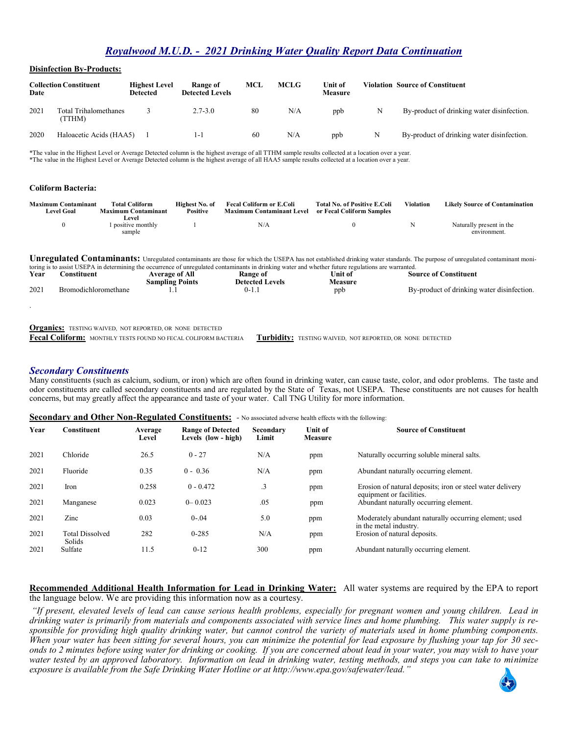# *Royalwood M.U.D. - 2021 Drinking Water Quality Report Data Continuation*

**Disinfection By-Products:**

| Collection Date | Constituent | Highest Level Detected | Range of Detected Levels | MCL | MCLG | Unit of Measure | Violation | Source of Constituent |
|---|---|---|---|---|---|---|---|---|
| 2021 | Total Trihalomethanes (TTHM) | 3 | 2.7-3.0 | 80 | N/A | ppb | N | By-product of drinking water disinfection. |
| 2020 | Haloacetic Acids (HAA5) | 1 | 1-1 | 60 | N/A | ppb | N | By-product of drinking water disinfection. |

*The value in the Highest Level or Average Detected column is the highest average of all TTHM sample results collected at a location over a year.
*The value in the Highest Level or Average Detected column is the highest average of all HAA5 sample results collected at a location over a year.

**Coliform Bacteria:**

| Maximum Contaminant Level Goal | Total Coliform Maximum Contaminant Level | Highest No. of Positive | Fecal Coliform or E.Coli Maximum Contaminant Level | Total No. of Positive E.Coli or Fecal Coliform Samples | Violation | Likely Source of Contamination |
|---|---|---|---|---|---|---|
| 0 | 1 positive monthly sample | 1 | N/A | 0 | N | Naturally present in the environment. |

**Unregulated Contaminants:** Unregulated contaminants are those for which the USEPA has not established drinking water standards. The purpose of unregulated contaminant monitoring is to assist USEPA in determining the occurrence of unregulated contaminants in drinking water and whether future regulations are warranted.

| Year | Constituent | Average of All Sampling Points | Range of Detected Levels | Unit of Measure | Source of Constituent |
|---|---|---|---|---|---|
| 2021 | Bromodichloromethane | 1.1 | 0-1.1 | ppb | By-product of drinking water disinfection. |

.

**Organics:** TESTING WAIVED, NOT REPORTED, OR NONE DETECTED

**Fecal Coliform:** MONTHLY TESTS FOUND NO FECAL COLIFORM BACTERIA

**Turbidity:** TESTING WAIVED, NOT REPORTED, OR NONE DETECTED

## *Secondary Constituents*

Many constituents (such as calcium, sodium, or iron) which are often found in drinking water, can cause taste, color, and odor problems. The taste and odor constituents are called secondary constituents and are regulated by the State of Texas, not USEPA. These constituents are not causes for health concerns, but may greatly affect the appearance and taste of your water. Call TNG Utility for more information.

**Secondary and Other Non-Regulated Constituents:** - No associated adverse health effects with the following:

| Year | Constituent | Average Level | Range of Detected Levels (low - high) | Secondary Limit | Unit of Measure | Source of Constituent |
|---|---|---|---|---|---|---|
| 2021 | Chloride | 26.5 | 0 - 27 | N/A | ppm | Naturally occurring soluble mineral salts. |
| 2021 | Fluoride | 0.35 | 0 - 0.36 | N/A | ppm | Abundant naturally occurring element. |
| 2021 | Iron | 0.258 | 0 - 0.472 | .3 | ppm | Erosion of natural deposits; iron or steel water delivery equipment or facilities. |
| 2021 | Manganese | 0.023 | 0– 0.023 | .05 | ppm | Abundant naturally occurring element. |
| 2021 | Zinc | 0.03 | 0-.04 | 5.0 | ppm | Moderately abundant naturally occurring element; used in the metal industry. |
| 2021 | Total Dissolved Solids | 282 | 0-285 | N/A | ppm | Erosion of natural deposits. |
| 2021 | Sulfate | 11.5 | 0-12 | 300 | ppm | Abundant naturally occurring element. |

**Recommended Additional Health Information for Lead in Drinking Water:** All water systems are required by the EPA to report the language below. We are providing this information now as a courtesy.

*"If present, elevated levels of lead can cause serious health problems, especially for pregnant women and young children. Lead in drinking water is primarily from materials and components associated with service lines and home plumbing. This water supply is responsible for providing high quality drinking water, but cannot control the variety of materials used in home plumbing components. When your water has been sitting for several hours, you can minimize the potential for lead exposure by flushing your tap for 30 seconds to 2 minutes before using water for drinking or cooking. If you are concerned about lead in your water, you may wish to have your water tested by an approved laboratory. Information on lead in drinking water, testing methods, and steps you can take to minimize exposure is available from the Safe Drinking Water Hotline or at http://www.epa.gov/safewater/lead."*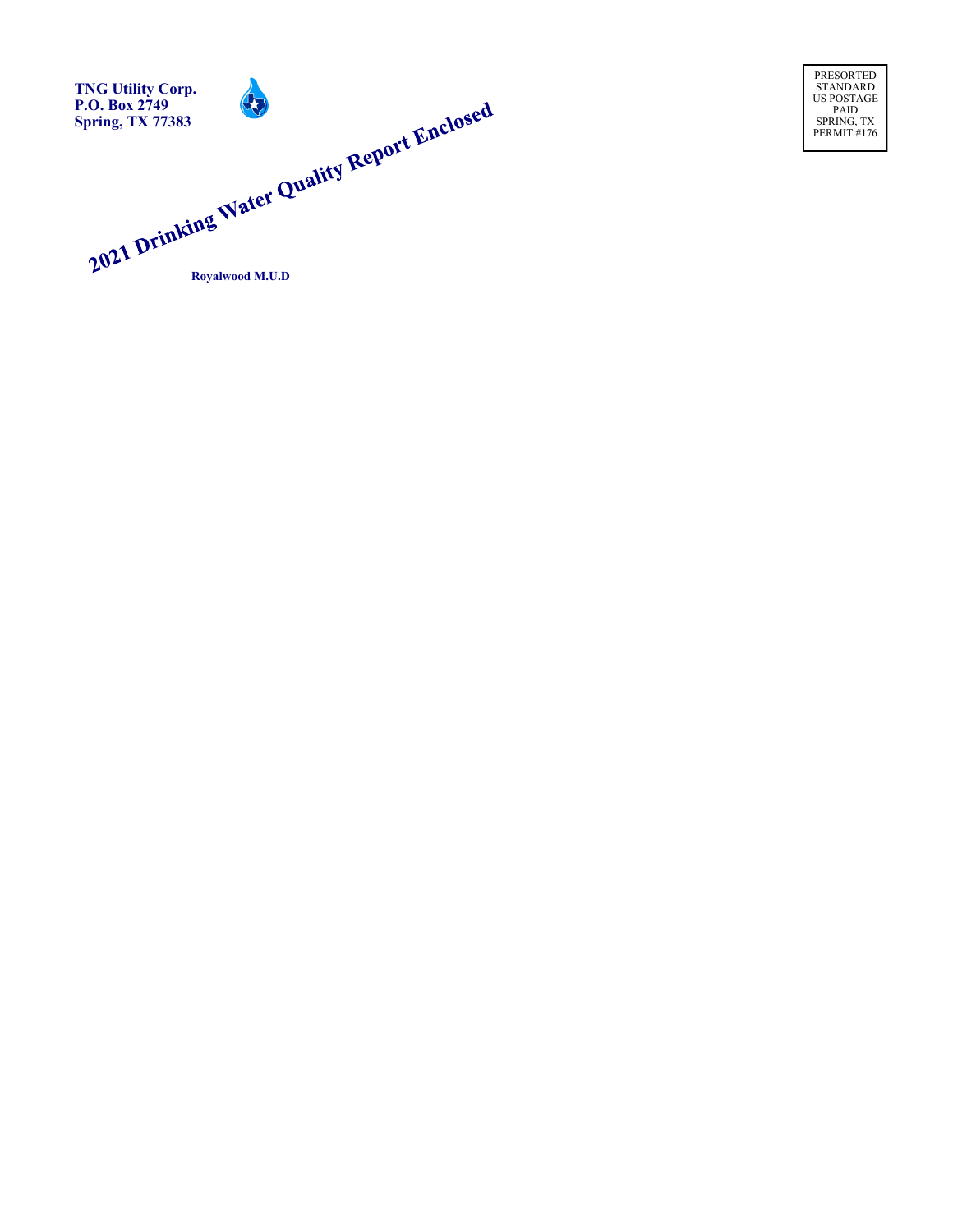**TNG Utility Corp.**
**P.O. Box 2749**
**Spring, TX 77383**

PRESORTED
STANDARD
US POSTAGE
PAID
SPRING, TX
PERMIT #176

**2021 Drinking Water Quality Report Enclosed**

**Royalwood M.U.D**